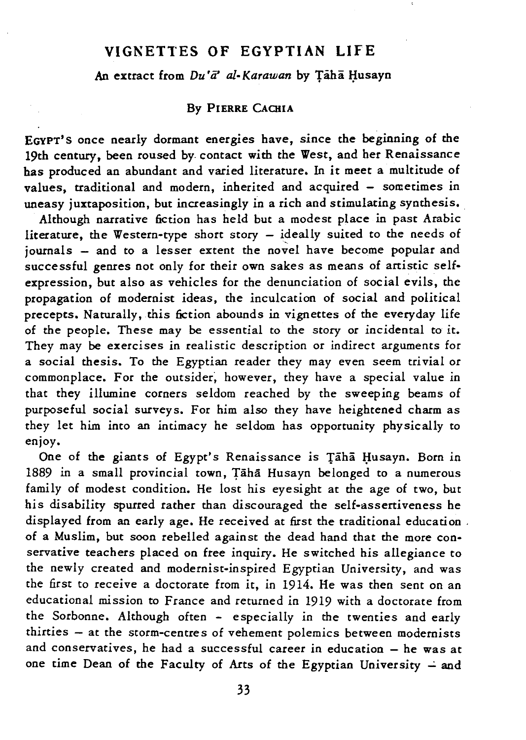# VIGNETTES OF EGYPTIAN LIFE

### An extract from *Du'ā' al-Karawan* by Ṭāhā Ḥusayn

### By Pierre Cachia

Egypt's once nearly dormant energies have, since the beginning of the 19th century, been roused by contact with the West, and her Renaissance has produced an abundant and varied literature. In it meet a multitude of values, traditional and modern, inherited and acquired – sometimes in uneasy juxtaposition, but increasingly in a rich and stimulating synthesis.

Although narrative fiction has held but a modest place in past Arabic literature, the Western-type short story – ideally suited to the needs of journals – and to a lesser extent the novel have become popular and successful genres not only for their own sakes as means of artistic self-expression, but also as vehicles for the denunciation of social evils, the propagation of modernist ideas, the inculcation of social and political precepts. Naturally, this fiction abounds in vignettes of the everyday life of the people. These may be essential to the story or incidental to it. They may be exercises in realistic description or indirect arguments for a social thesis. To the Egyptian reader they may even seem trivial or commonplace. For the outsider, however, they have a special value in that they illumine corners seldom reached by the sweeping beams of purposeful social surveys. For him also they have heightened charm as they let him into an intimacy he seldom has opportunity physically to enjoy.

One of the giants of Egypt's Renaissance is Ṭāhā Ḥusayn. Born in 1889 in a small provincial town, Ṭāhā Husayn belonged to a numerous family of modest condition. He lost his eyesight at the age of two, but his disability spurred rather than discouraged the self-assertiveness he displayed from an early age. He received at first the traditional education of a Muslim, but soon rebelled against the dead hand that the more conservative teachers placed on free inquiry. He switched his allegiance to the newly created and modernist-inspired Egyptian University, and was the first to receive a doctorate from it, in 1914. He was then sent on an educational mission to France and returned in 1919 with a doctorate from the Sorbonne. Although often – especially in the twenties and early thirties – at the storm-centres of vehement polemics between modernists and conservatives, he had a successful career in education – he was at one time Dean of the Faculty of Arts of the Egyptian University – and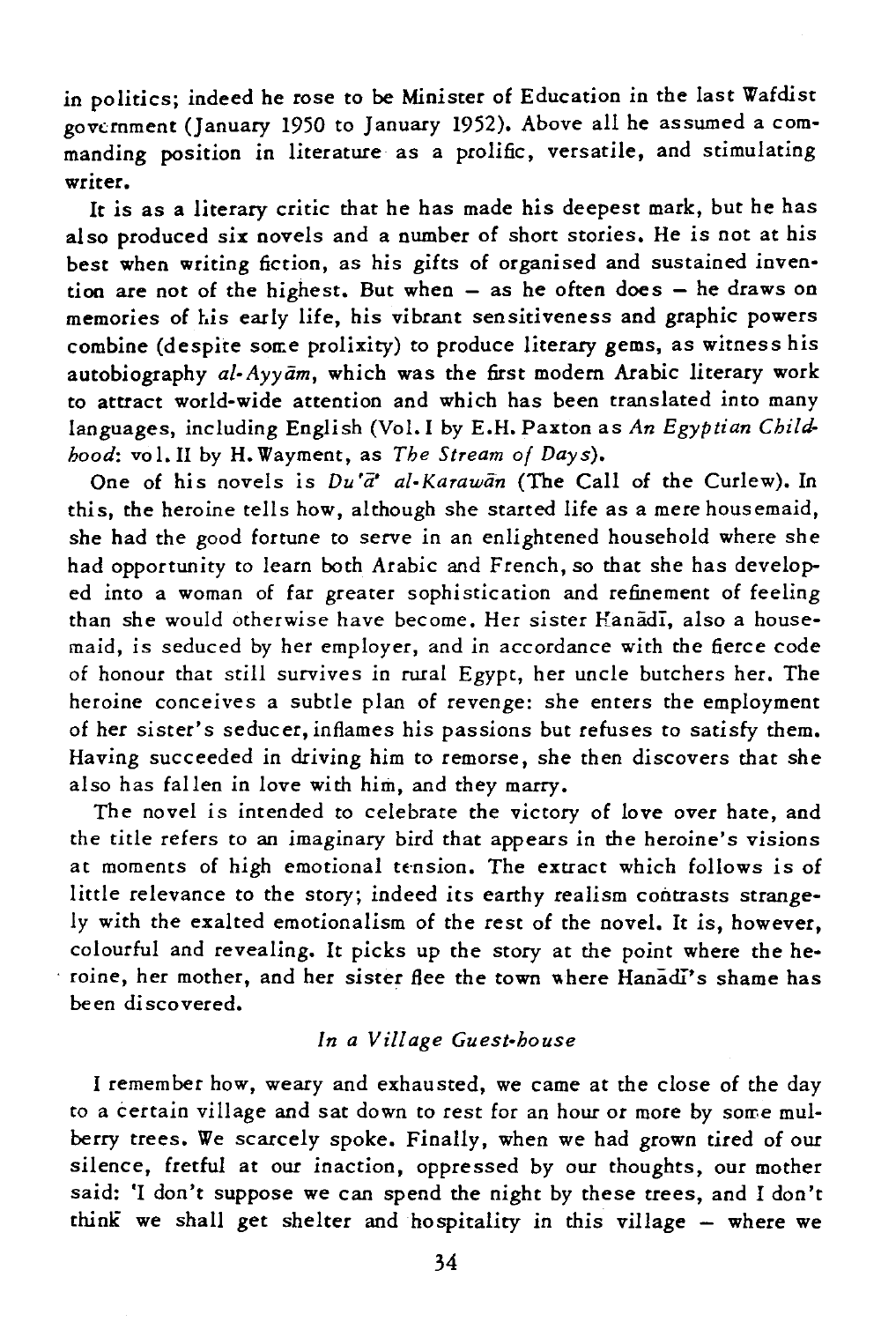in politics; indeed he rose to be Minister of Education in the last Wafdist government (January 1950 to January 1952). Above all he assumed a commanding position in literature as a prolific, versatile, and stimulating writer.

It is as a literary critic that he has made his deepest mark, but he has also produced six novels and a number of short stories. He is not at his best when writing fiction, as his gifts of organised and sustained invention are not of the highest. But when – as he often does – he draws on memories of his early life, his vibrant sensitiveness and graphic powers combine (despite some prolixity) to produce literary gems, as witness his autobiography *al-Ayyām*, which was the first modern Arabic literary work to attract world-wide attention and which has been translated into many languages, including English (Vol. I by E.H. Paxton as *An Egyptian Childhood*: vol. II by H. Wayment, as *The Stream of Days*).

One of his novels is *Du'ā' al-Karawān* (The Call of the Curlew). In this, the heroine tells how, although she started life as a mere housemaid, she had the good fortune to serve in an enlightened household where she had opportunity to learn both Arabic and French, so that she has developed into a woman of far greater sophistication and refinement of feeling than she would otherwise have become. Her sister Hanādī, also a housemaid, is seduced by her employer, and in accordance with the fierce code of honour that still survives in rural Egypt, her uncle butchers her. The heroine conceives a subtle plan of revenge: she enters the employment of her sister's seducer, inflames his passions but refuses to satisfy them. Having succeeded in driving him to remorse, she then discovers that she also has fallen in love with him, and they marry.

The novel is intended to celebrate the victory of love over hate, and the title refers to an imaginary bird that appears in the heroine's visions at moments of high emotional tension. The extract which follows is of little relevance to the story; indeed its earthy realism contrasts strangely with the exalted emotionalism of the rest of the novel. It is, however, colourful and revealing. It picks up the story at the point where the heroine, her mother, and her sister flee the town where Hanādī's shame has been discovered.

### *In a Village Guest-house*

I remember how, weary and exhausted, we came at the close of the day to a certain village and sat down to rest for an hour or more by some mulberry trees. We scarcely spoke. Finally, when we had grown tired of our silence, fretful at our inaction, oppressed by our thoughts, our mother said: 'I don't suppose we can spend the night by these trees, and I don't think we shall get shelter and hospitality in this village – where we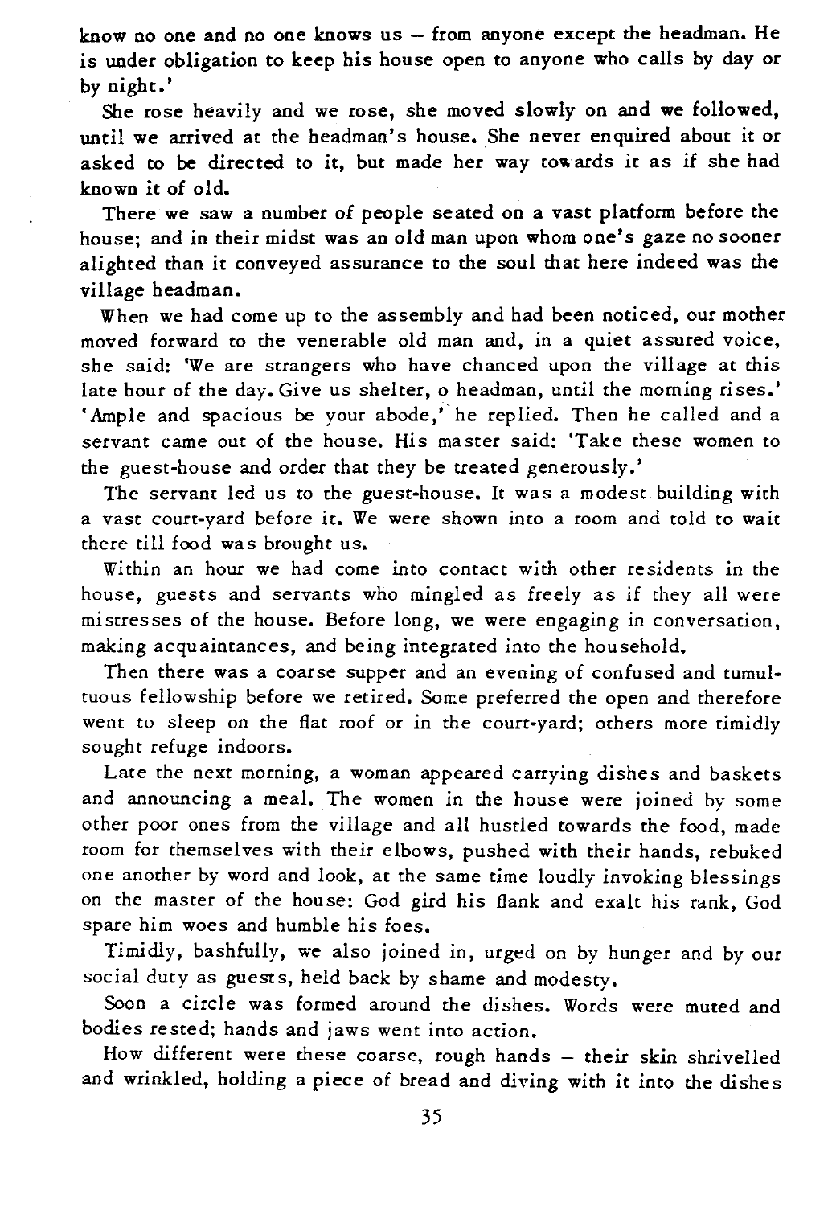know no one and no one knows us – from anyone except the headman. He is under obligation to keep his house open to anyone who calls by day or by night.'

She rose heavily and we rose, she moved slowly on and we followed, until we arrived at the headman's house. She never enquired about it or asked to be directed to it, but made her way towards it as if she had known it of old.

There we saw a number of people seated on a vast platform before the house; and in their midst was an old man upon whom one's gaze no sooner alighted than it conveyed assurance to the soul that here indeed was the village headman.

When we had come up to the assembly and had been noticed, our mother moved forward to the venerable old man and, in a quiet assured voice, she said: 'We are strangers who have chanced upon the village at this late hour of the day. Give us shelter, o headman, until the morning rises.' 'Ample and spacious be your abode,' he replied. Then he called and a servant came out of the house. His master said: 'Take these women to the guest-house and order that they be treated generously.'

The servant led us to the guest-house. It was a modest building with a vast court-yard before it. We were shown into a room and told to wait there till food was brought us.

Within an hour we had come into contact with other residents in the house, guests and servants who mingled as freely as if they all were mistresses of the house. Before long, we were engaging in conversation, making acquaintances, and being integrated into the household.

Then there was a coarse supper and an evening of confused and tumultuous fellowship before we retired. Some preferred the open and therefore went to sleep on the flat roof or in the court-yard; others more timidly sought refuge indoors.

Late the next morning, a woman appeared carrying dishes and baskets and announcing a meal. The women in the house were joined by some other poor ones from the village and all hustled towards the food, made room for themselves with their elbows, pushed with their hands, rebuked one another by word and look, at the same time loudly invoking blessings on the master of the house: God gird his flank and exalt his rank, God spare him woes and humble his foes.

Timidly, bashfully, we also joined in, urged on by hunger and by our social duty as guests, held back by shame and modesty.

Soon a circle was formed around the dishes. Words were muted and bodies rested; hands and jaws went into action.

How different were these coarse, rough hands – their skin shrivelled and wrinkled, holding a piece of bread and diving with it into the dishes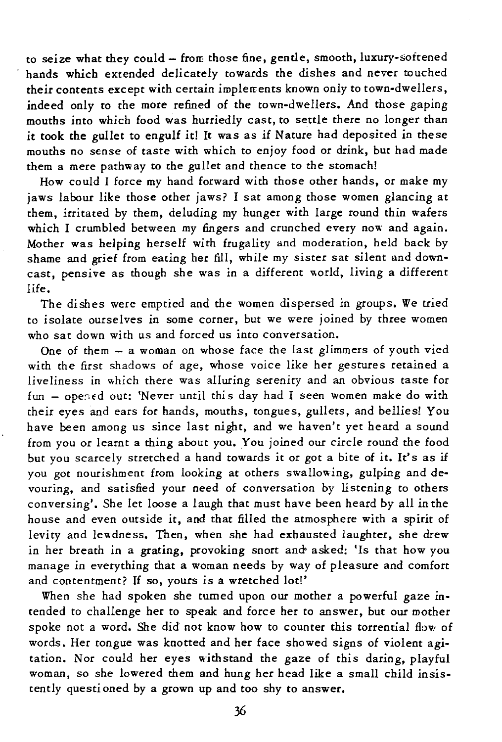to seize what they could – from those fine, gentle, smooth, luxury-softened hands which extended delicately towards the dishes and never touched their contents except with certain implements known only to town-dwellers, indeed only to the more refined of the town-dwellers. And those gaping mouths into which food was hurriedly cast, to settle there no longer than it took the gullet to engulf it! It was as if Nature had deposited in these mouths no sense of taste with which to enjoy food or drink, but had made them a mere pathway to the gullet and thence to the stomach!

How could I force my hand forward with those other hands, or make my jaws labour like those other jaws? I sat among those women glancing at them, irritated by them, deluding my hunger with large round thin wafers which I crumbled between my fingers and crunched every now and again. Mother was helping herself with frugality and moderation, held back by shame and grief from eating her fill, while my sister sat silent and downcast, pensive as though she was in a different world, living a different life.

The dishes were emptied and the women dispersed in groups. We tried to isolate ourselves in some corner, but we were joined by three women who sat down with us and forced us into conversation.

One of them – a woman on whose face the last glimmers of youth vied with the first shadows of age, whose voice like her gestures retained a liveliness in which there was alluring serenity and an obvious taste for fun – opened out: 'Never until this day had I seen women make do with their eyes and ears for hands, mouths, tongues, gullets, and bellies! You have been among us since last night, and we haven't yet heard a sound from you or learnt a thing about you. You joined our circle round the food but you scarcely stretched a hand towards it or got a bite of it. It's as if you got nourishment from looking at others swallowing, gulping and devouring, and satisfied your need of conversation by listening to others conversing'. She let loose a laugh that must have been heard by all in the house and even outside it, and that filled the atmosphere with a spirit of levity and lewdness. Then, when she had exhausted laughter, she drew in her breath in a grating, provoking snort and asked: 'Is that how you manage in everything that a woman needs by way of pleasure and comfort and contentment? If so, yours is a wretched lot!'

When she had spoken she turned upon our mother a powerful gaze intended to challenge her to speak and force her to answer, but our mother spoke not a word. She did not know how to counter this torrential flow of words. Her tongue was knotted and her face showed signs of violent agitation. Nor could her eyes withstand the gaze of this daring, playful woman, so she lowered them and hung her head like a small child insistently questioned by a grown up and too shy to answer.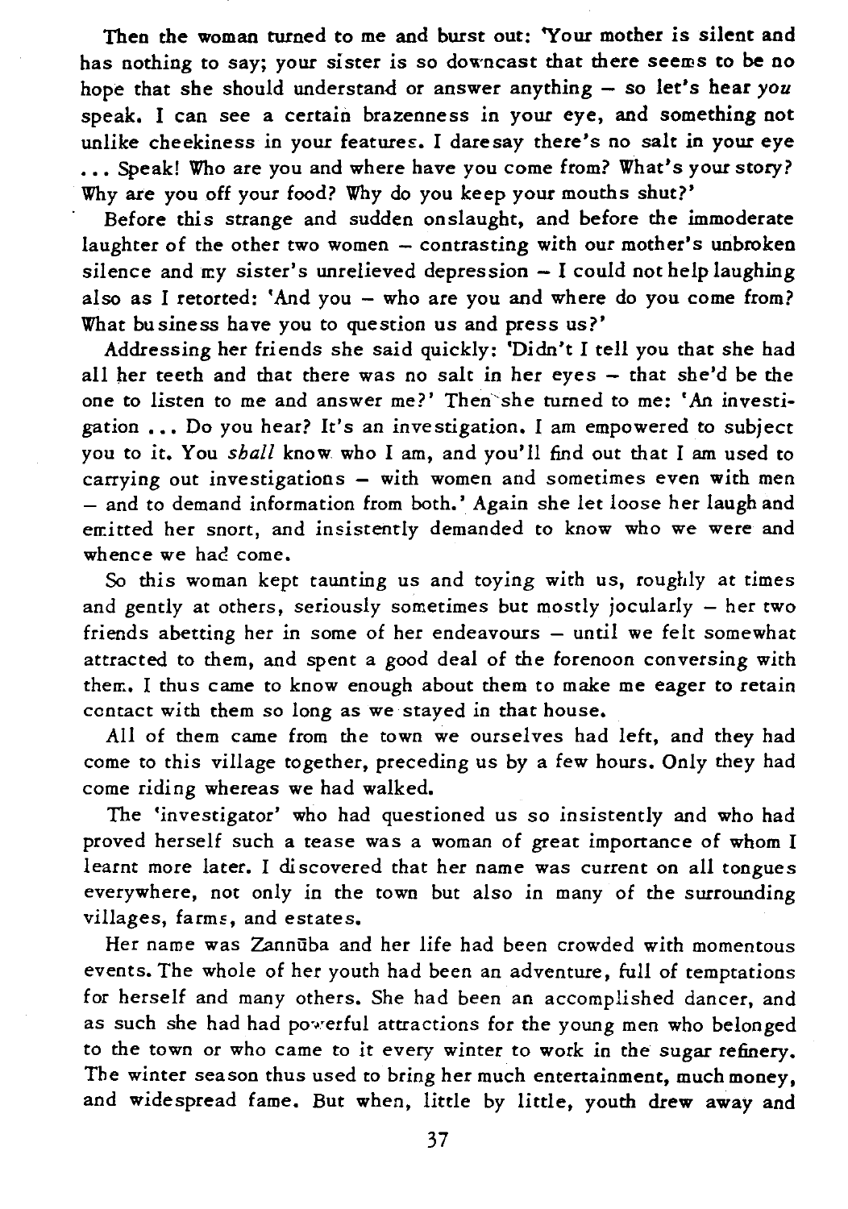Then the woman turned to me and burst out: 'Your mother is silent and has nothing to say; your sister is so downcast that there seems to be no hope that she should understand or answer anything – so let's hear *you* speak. I can see a certain brazenness in your eye, and something not unlike cheekiness in your features. I daresay there's no salt in your eye ... Speak! Who are you and where have you come from? What's your story? Why are you off your food? Why do you keep your mouths shut?'

Before this strange and sudden onslaught, and before the immoderate laughter of the other two women – contrasting with our mother's unbroken silence and my sister's unrelieved depression – I could not help laughing also as I retorted: 'And you – who are you and where do you come from? What business have you to question us and press us?'

Addressing her friends she said quickly: 'Didn't I tell you that she had all her teeth and that there was no salt in her eyes – that she'd be the one to listen to me and answer me?' Then she turned to me: 'An investigation ... Do you hear? It's an investigation. I am empowered to subject you to it. You *shall* know who I am, and you'll find out that I am used to carrying out investigations – with women and sometimes even with men – and to demand information from both.' Again she let loose her laugh and emitted her snort, and insistently demanded to know who we were and whence we had come.

So this woman kept taunting us and toying with us, roughly at times and gently at others, seriously sometimes but mostly jocularly – her two friends abetting her in some of her endeavours – until we felt somewhat attracted to them, and spent a good deal of the forenoon conversing with them. I thus came to know enough about them to make me eager to retain contact with them so long as we stayed in that house.

All of them came from the town we ourselves had left, and they had come to this village together, preceding us by a few hours. Only they had come riding whereas we had walked.

The 'investigator' who had questioned us so insistently and who had proved herself such a tease was a woman of great importance of whom I learnt more later. I discovered that her name was current on all tongues everywhere, not only in the town but also in many of the surrounding villages, farms, and estates.

Her name was Zannūba and her life had been crowded with momentous events. The whole of her youth had been an adventure, full of temptations for herself and many others. She had been an accomplished dancer, and as such she had had powerful attractions for the young men who belonged to the town or who came to it every winter to work in the sugar refinery. The winter season thus used to bring her much entertainment, much money, and widespread fame. But when, little by little, youth drew away and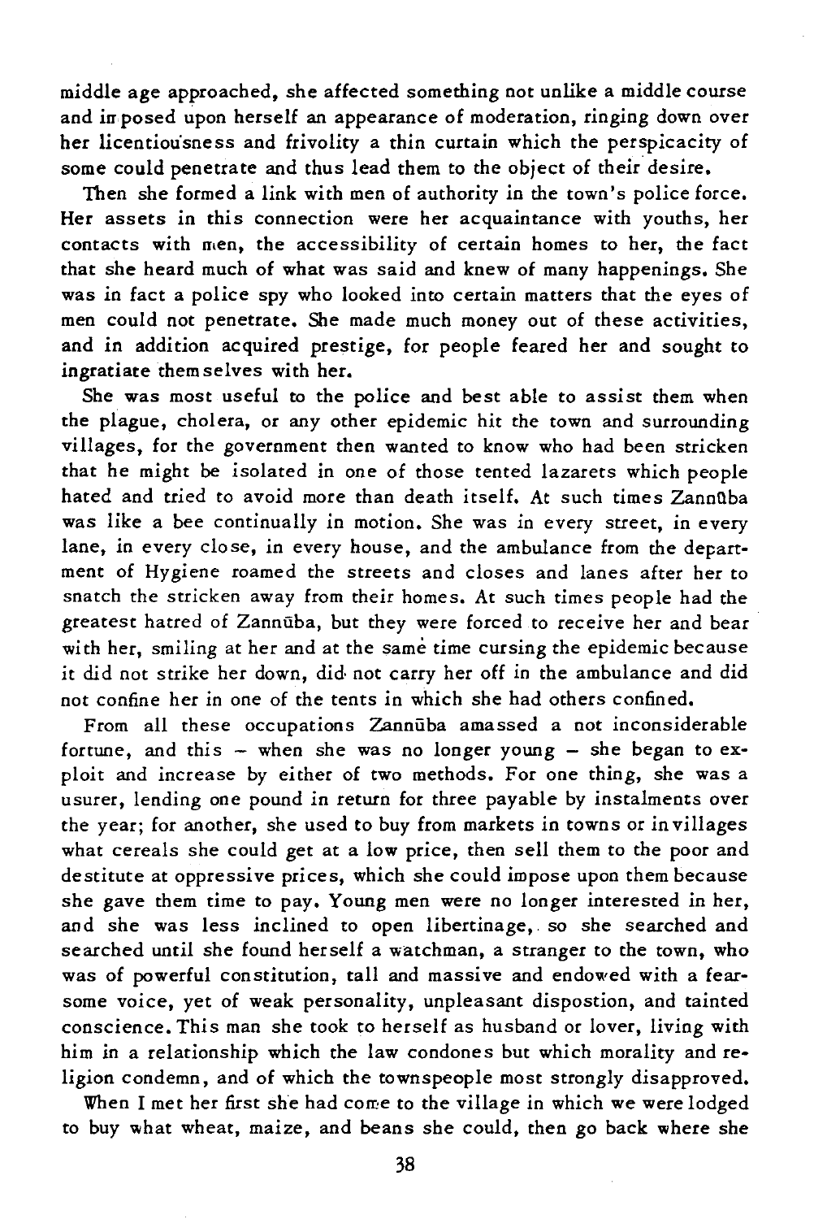middle age approached, she affected something not unlike a middle course and imposed upon herself an appearance of moderation, ringing down over her licentiousness and frivolity a thin curtain which the perspicacity of some could penetrate and thus lead them to the object of their desire.

Then she formed a link with men of authority in the town's police force. Her assets in this connection were her acquaintance with youths, her contacts with men, the accessibility of certain homes to her, the fact that she heard much of what was said and knew of many happenings. She was in fact a police spy who looked into certain matters that the eyes of men could not penetrate. She made much money out of these activities, and in addition acquired prestige, for people feared her and sought to ingratiate themselves with her.

She was most useful to the police and best able to assist them when the plague, cholera, or any other epidemic hit the town and surrounding villages, for the government then wanted to know who had been stricken that he might be isolated in one of those tented lazarets which people hated and tried to avoid more than death itself. At such times Zannūba was like a bee continually in motion. She was in every street, in every lane, in every close, in every house, and the ambulance from the department of Hygiene roamed the streets and closes and lanes after her to snatch the stricken away from their homes. At such times people had the greatest hatred of Zannūba, but they were forced to receive her and bear with her, smiling at her and at the same time cursing the epidemic because it did not strike her down, did not carry her off in the ambulance and did not confine her in one of the tents in which she had others confined.

From all these occupations Zannūba amassed a not inconsiderable fortune, and this – when she was no longer young – she began to exploit and increase by either of two methods. For one thing, she was a usurer, lending one pound in return for three payable by instalments over the year; for another, she used to buy from markets in towns or in villages what cereals she could get at a low price, then sell them to the poor and destitute at oppressive prices, which she could impose upon them because she gave them time to pay. Young men were no longer interested in her, and she was less inclined to open libertinage, so she searched and searched until she found herself a watchman, a stranger to the town, who was of powerful constitution, tall and massive and endowed with a fearsome voice, yet of weak personality, unpleasant dispostion, and tainted conscience. This man she took to herself as husband or lover, living with him in a relationship which the law condones but which morality and religion condemn, and of which the townspeople most strongly disapproved.

When I met her first she had come to the village in which we were lodged to buy what wheat, maize, and beans she could, then go back where she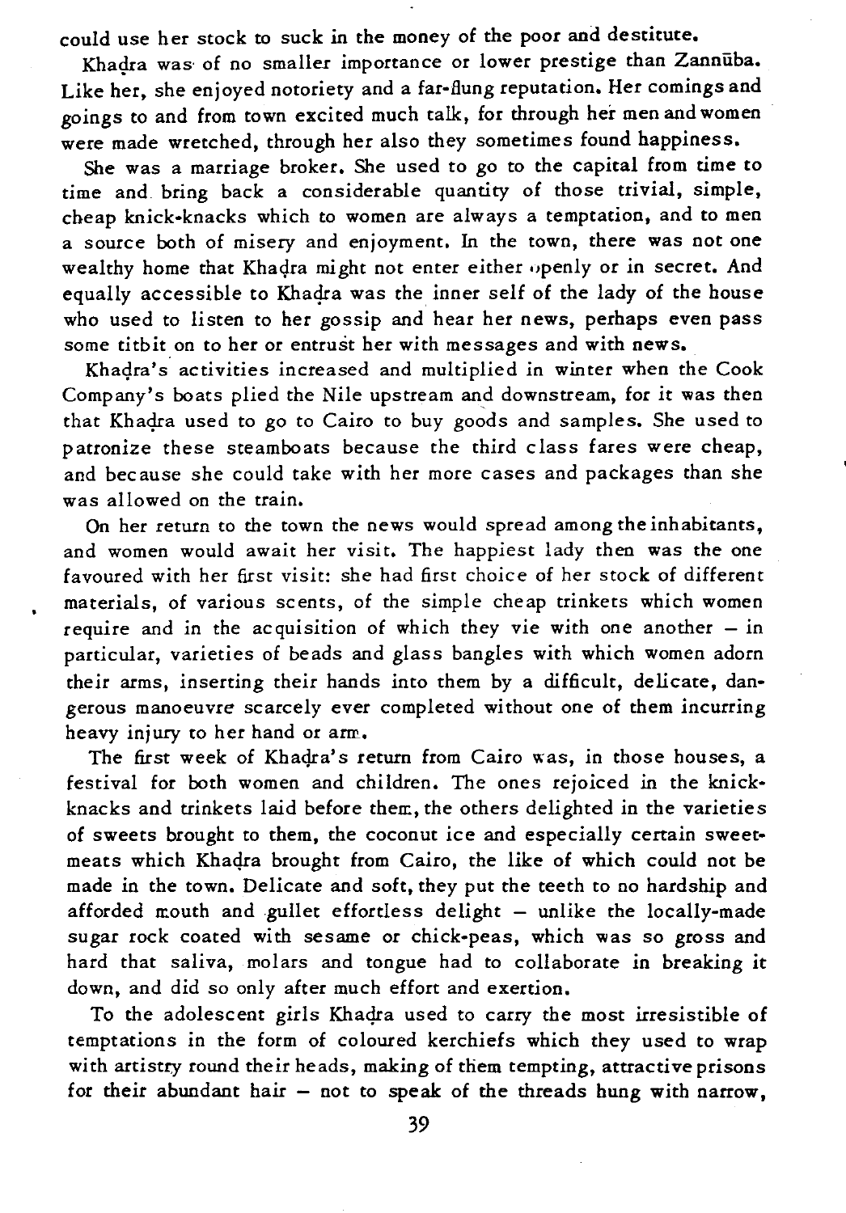could use her stock to suck in the money of the poor and destitute.

Khaḍra was of no smaller importance or lower prestige than Zannūba. Like her, she enjoyed notoriety and a far-flung reputation. Her comings and goings to and from town excited much talk, for through her men and women were made wretched, through her also they sometimes found happiness.

She was a marriage broker. She used to go to the capital from time to time and bring back a considerable quantity of those trivial, simple, cheap knick-knacks which to women are always a temptation, and to men a source both of misery and enjoyment. In the town, there was not one wealthy home that Khaḍra might not enter either openly or in secret. And equally accessible to Khaḍra was the inner self of the lady of the house who used to listen to her gossip and hear her news, perhaps even pass some titbit on to her or entrust her with messages and with news.

Khaḍra's activities increased and multiplied in winter when the Cook Company's boats plied the Nile upstream and downstream, for it was then that Khaḍra used to go to Cairo to buy goods and samples. She used to patronize these steamboats because the third class fares were cheap, and because she could take with her more cases and packages than she was allowed on the train.

On her return to the town the news would spread among the inhabitants, and women would await her visit. The happiest lady then was the one favoured with her first visit: she had first choice of her stock of different materials, of various scents, of the simple cheap trinkets which women require and in the acquisition of which they vie with one another – in particular, varieties of beads and glass bangles with which women adorn their arms, inserting their hands into them by a difficult, delicate, dangerous manoeuvre scarcely ever completed without one of them incurring heavy injury to her hand or arm.

The first week of Khaḍra's return from Cairo was, in those houses, a festival for both women and children. The ones rejoiced in the knick-knacks and trinkets laid before them, the others delighted in the varieties of sweets brought to them, the coconut ice and especially certain sweetmeats which Khaḍra brought from Cairo, the like of which could not be made in the town. Delicate and soft, they put the teeth to no hardship and afforded mouth and gullet effortless delight – unlike the locally-made sugar rock coated with sesame or chick-peas, which was so gross and hard that saliva, molars and tongue had to collaborate in breaking it down, and did so only after much effort and exertion.

To the adolescent girls Khaḍra used to carry the most irresistible of temptations in the form of coloured kerchiefs which they used to wrap with artistry round their heads, making of them tempting, attractive prisons for their abundant hair – not to speak of the threads hung with narrow,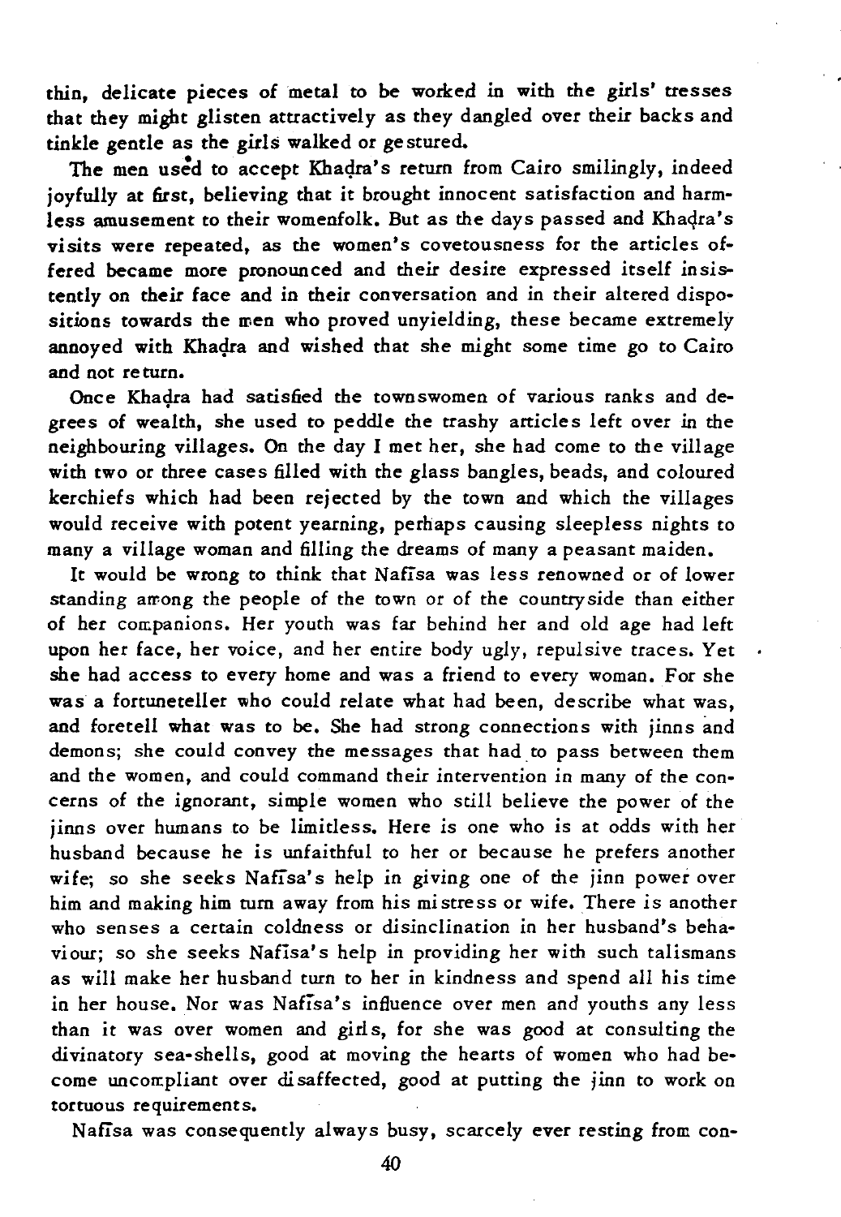thin, delicate pieces of metal to be worked in with the girls' tresses that they might glisten attractively as they dangled over their backs and tinkle gentle as the girls walked or gestured.

The men used to accept Khaḍra's return from Cairo smilingly, indeed joyfully at first, believing that it brought innocent satisfaction and harmless amusement to their womenfolk. But as the days passed and Khaḍra's visits were repeated, as the women's covetousness for the articles offered became more pronounced and their desire expressed itself insistently on their face and in their conversation and in their altered dispositions towards the men who proved unyielding, these became extremely annoyed with Khaḍra and wished that she might some time go to Cairo and not return.

Once Khaḍra had satisfied the townswomen of various ranks and degrees of wealth, she used to peddle the trashy articles left over in the neighbouring villages. On the day I met her, she had come to the village with two or three cases filled with the glass bangles, beads, and coloured kerchiefs which had been rejected by the town and which the villages would receive with potent yearning, perhaps causing sleepless nights to many a village woman and filling the dreams of many a peasant maiden.

It would be wrong to think that Nafīsa was less renowned or of lower standing among the people of the town or of the countryside than either of her companions. Her youth was far behind her and old age had left upon her face, her voice, and her entire body ugly, repulsive traces. Yet she had access to every home and was a friend to every woman. For she was a fortuneteller who could relate what had been, describe what was, and foretell what was to be. She had strong connections with jinns and demons; she could convey the messages that had to pass between them and the women, and could command their intervention in many of the concerns of the ignorant, simple women who still believe the power of the jinns over humans to be limitless. Here is one who is at odds with her husband because he is unfaithful to her or because he prefers another wife; so she seeks Nafīsa's help in giving one of the jinn power over him and making him turn away from his mistress or wife. There is another who senses a certain coldness or disinclination in her husband's behaviour; so she seeks Nafīsa's help in providing her with such talismans as will make her husband turn to her in kindness and spend all his time in her house. Nor was Nafīsa's influence over men and youths any less than it was over women and girls, for she was good at consulting the divinatory sea-shells, good at moving the hearts of women who had become uncompliant over disaffected, good at putting the jinn to work on tortuous requirements.

Nafīsa was consequently always busy, scarcely ever resting from con-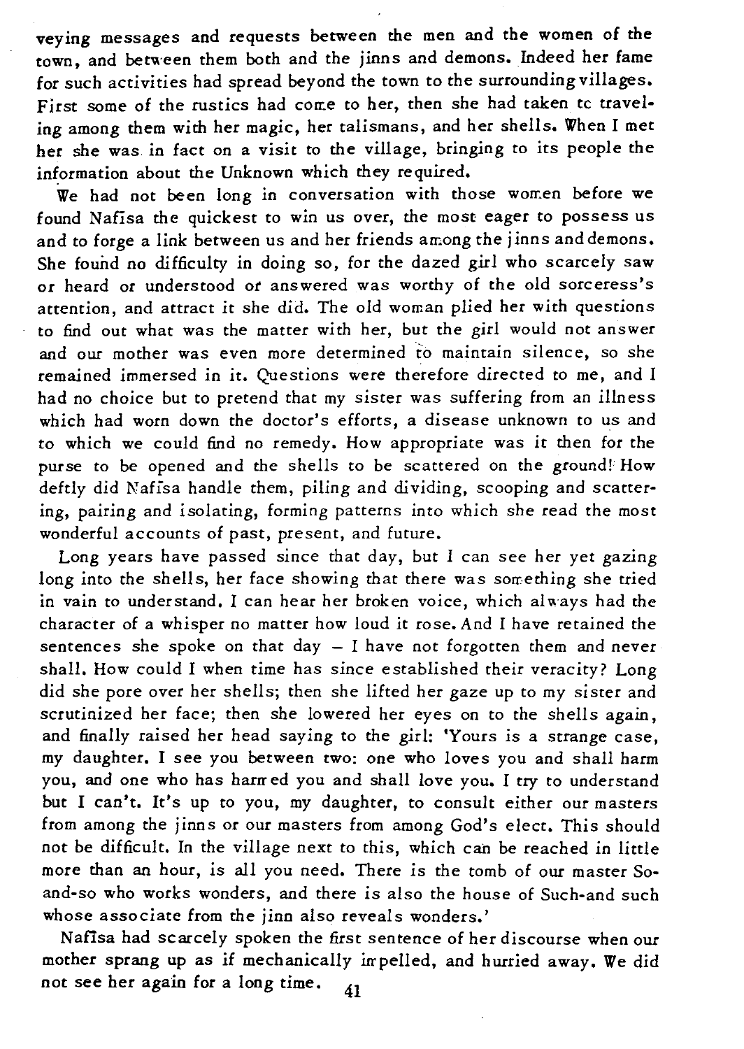veying messages and requests between the men and the women of the town, and between them both and the jinns and demons. Indeed her fame for such activities had spread beyond the town to the surrounding villages. First some of the rustics had come to her, then she had taken to traveling among them with her magic, her talismans, and her shells. When I met her she was in fact on a visit to the village, bringing to its people the information about the Unknown which they required.

We had not been long in conversation with those women before we found Nafīsa the quickest to win us over, the most eager to possess us and to forge a link between us and her friends among the jinns and demons. She found no difficulty in doing so, for the dazed girl who scarcely saw or heard or understood or answered was worthy of the old sorceress's attention, and attract it she did. The old woman plied her with questions to find out what was the matter with her, but the girl would not answer and our mother was even more determined to maintain silence, so she remained immersed in it. Questions were therefore directed to me, and I had no choice but to pretend that my sister was suffering from an illness which had worn down the doctor's efforts, a disease unknown to us and to which we could find no remedy. How appropriate was it then for the purse to be opened and the shells to be scattered on the ground! How deftly did Nafīsa handle them, piling and dividing, scooping and scattering, pairing and isolating, forming patterns into which she read the most wonderful accounts of past, present, and future.

Long years have passed since that day, but I can see her yet gazing long into the shells, her face showing that there was something she tried in vain to understand. I can hear her broken voice, which always had the character of a whisper no matter how loud it rose. And I have retained the sentences she spoke on that day – I have not forgotten them and never shall. How could I when time has since established their veracity? Long did she pore over her shells; then she lifted her gaze up to my sister and scrutinized her face; then she lowered her eyes on to the shells again, and finally raised her head saying to the girl: 'Yours is a strange case, my daughter. I see you between two: one who loves you and shall harm you, and one who has harmed you and shall love you. I try to understand but I can't. It's up to you, my daughter, to consult either our masters from among the jinns or our masters from among God's elect. This should not be difficult. In the village next to this, which can be reached in little more than an hour, is all you need. There is the tomb of our master So-and-so who works wonders, and there is also the house of Such-and such whose associate from the jinn also reveals wonders.'

Nafīsa had scarcely spoken the first sentence of her discourse when our mother sprang up as if mechanically impelled, and hurried away. We did not see her again for a long time.